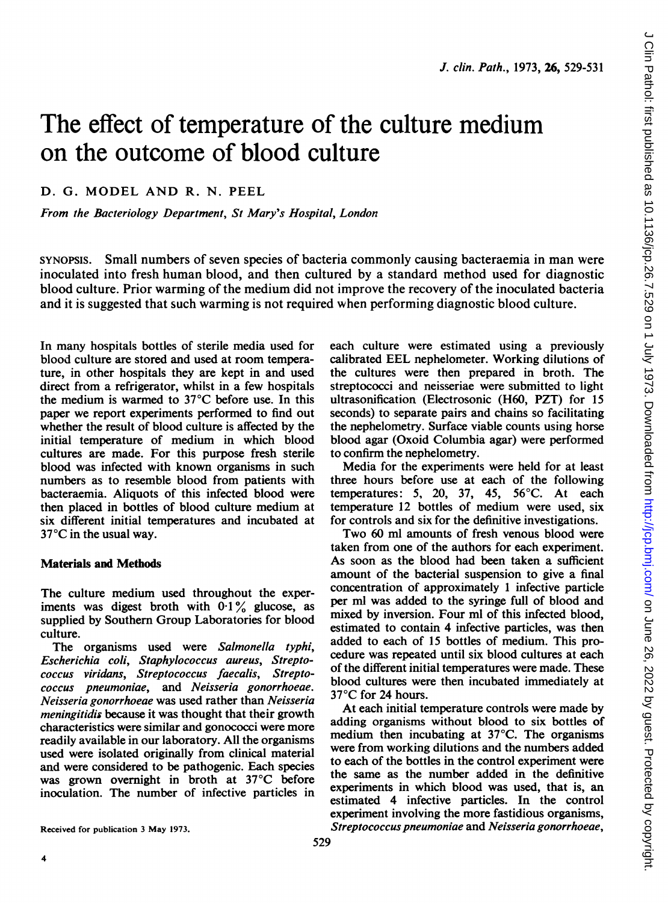# The effect of temperature of the culture medium on the outcome of blood culture

D. G. MODEL AND R. N. PEEL

*From the Bacteriology Department, St Mary's Hospital, London*

SYNOPSIS. Small numbers of seven species of bacteria commonly causing bacteraemia in man were inoculated into fresh human blood, and then cultured by a standard method used for diagnostic blood culture. Prior warming of the medium did not improve the recovery of the inoculated bacteria and it is suggested that such warming is not required when performing diagnostic blood culture.

In many hospitals bottles of sterile media used for blood culture are stored and used at room temperature, in other hospitals they are kept in and used direct from a refrigerator, whilst in a few hospitals the medium is warmed to 37°C before use. In this paper we report experiments performed to find out whether the result of blood culture is affected by the initial temperature of medium in which blood cultures are made. For this purpose fresh sterile blood was infected with known organisms in such numbers as to resemble blood from patients with bacteraemia. Aliquots of this infected blood were then placed in bottles of blood culture medium at six different initial temperatures and incubated at 37°C in the usual way.

## Materials and Methods

The culture medium used throughout the experiments was digest broth with 0·1% glucose, as supplied by Southern Group Laboratories for blood culture.

The organisms used were *Salmonella typhi*, *Escherichia coli*, *Staphylococcus aureus*, *Streptococcus viridans*, *Streptococcus faecalis*, *Streptococcus pneumoniae*, and *Neisseria gonorrhoeae*. *Neisseria gonorrhoeae* was used rather than *Neisseria meningitidis* because it was thought that their growth characteristics were similar and gonococci were more readily available in our laboratory. All the organisms used were isolated originally from clinical material and were considered to be pathogenic. Each species was grown overnight in broth at 37°C before inoculation. The number of infective particles in each culture were estimated using a previously calibrated EEL nephelometer. Working dilutions of the cultures were then prepared in broth. The streptococci and neisseriae were submitted to light ultrasonification (Electrosonic (H60, PZT) for 15 seconds) to separate pairs and chains so facilitating the nephelometry. Surface viable counts using horse blood agar (Oxoid Columbia agar) were performed to confirm the nephelometry.

Media for the experiments were held for at least three hours before use at each of the following temperatures: 5, 20, 37, 45, 56°C. At each temperature 12 bottles of medium were used, six for controls and six for the definitive investigations.

Two 60 ml amounts of fresh venous blood were taken from one of the authors for each experiment. As soon as the blood had been taken a sufficient amount of the bacterial suspension to give a final concentration of approximately 1 infective particle per ml was added to the syringe full of blood and mixed by inversion. Four ml of this infected blood, estimated to contain 4 infective particles, was then added to each of 15 bottles of medium. This procedure was repeated until six blood cultures at each of the different initial temperatures were made. These blood cultures were then incubated immediately at 37°C for 24 hours.

At each initial temperature controls were made by adding organisms without blood to six bottles of medium then incubating at 37°C. The organisms were from working dilutions and the numbers added to each of the bottles in the control experiment were the same as the number added in the definitive experiments in which blood was used, that is, an estimated 4 infective particles. In the control experiment involving the more fastidious organisms, *Streptococcus pneumoniae* and *Neisseria gonorrhoeae*,

Received for publication 3 May 1973.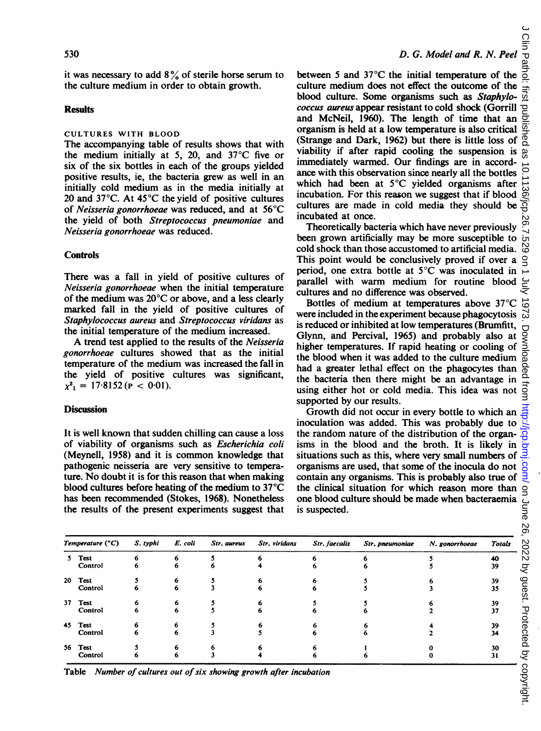it was necessary to add 8% of sterile horse serum to the culture medium in order to obtain growth.

## Results

### CULTURES WITH BLOOD

The accompanying table of results shows that with the medium initially at 5, 20, and 37°C five or six of the six bottles in each of the groups yielded positive results, ie, the bacteria grew as well in an initially cold medium as in the media initially at 20 and 37°C. At 45°C the yield of positive cultures of *Neisseria gonorrhoeae* was reduced, and at 56°C the yield of both *Streptococcus pneumoniae* and *Neisseria gonorrhoeae* was reduced.

## Controls

There was a fall in yield of positive cultures of *Neisseria gonorrhoeae* when the initial temperature of the medium was 20°C or above, and a less clearly marked fall in the yield of positive cultures of *Staphylococcus aureus* and *Streptococcus viridans* as the initial temperature of the medium increased.

A trend test applied to the results of the *Neisseria gonorrhoeae* cultures showed that as the initial temperature of the medium was increased the fall in the yield of positive cultures was significant, $\chi^2_1 = 17{\cdot}8152$ ($P < 0{\cdot}01$).

## Discussion

It is well known that sudden chilling can cause a loss of viability of organisms such as *Escherichia coli* (Meynell, 1958) and it is common knowledge that pathogenic neisseria are very sensitive to temperature. No doubt it is for this reason that when making blood cultures before heating of the medium to 37°C has been recommended (Stokes, 1968). Nonetheless the results of the present experiments suggest that between 5 and 37°C the initial temperature of the culture medium does not effect the outcome of the blood culture. Some organisms such as *Staphylococcus aureus* appear resistant to cold shock (Gorrill and McNeil, 1960). The length of time that an organism is held at a low temperature is also critical (Strange and Dark, 1962) but there is little loss of viability if after rapid cooling the suspension is immediately warmed. Our findings are in accordance with this observation since nearly all the bottles which had been at 5°C yielded organisms after incubation. For this reason we suggest that if blood cultures are made in cold media they should be incubated at once.

Theoretically bacteria which have never previously been grown artificially may be more susceptible to cold shock than those accustomed to artificial media. This point would be conclusively proved if over a period, one extra bottle at 5°C was inoculated in parallel with warm medium for routine blood cultures and no difference was observed.

Bottles of medium at temperatures above 37°C were included in the experiment because phagocytosis is reduced or inhibited at low temperatures (Brumfitt, Glynn, and Percival, 1965) and probably also at higher temperatures. If rapid heating or cooling of the blood when it was added to the culture medium had a greater lethal effect on the phagocytes than the bacteria then there might be an advantage in using either hot or cold media. This idea was not supported by our results.

Growth did not occur in every bottle to which an inoculation was added. This was probably due to the random nature of the distribution of the organisms in the blood and the broth. It is likely in situations such as this, where very small numbers of organisms are used, that some of the inocula do not contain any organisms. This is probably also true of the clinical situation for which reason more than one blood culture should be made when bacteraemia is suspected.

| Temperature (°C) | | *S. typhi* | *E. coli* | *Str. aureus* | *Str. viridans* | *Str. faecalis* | *Str. pneumoniae* | *N. gonorrhoeae* | Totals |
|---|---|---|---|---|---|---|---|---|---|
| 5 | Test | 6 | 6 | 5 | 6 | 6 | 6 | 5 | 40 |
| | Control | 6 | 6 | 6 | 4 | 6 | 6 | 5 | 39 |
| 20 | Test | 5 | 6 | 5 | 6 | 6 | 5 | 6 | 39 |
| | Control | 6 | 6 | 3 | 6 | 6 | 5 | 3 | 35 |
| 37 | Test | 6 | 6 | 5 | 6 | 5 | 5 | 6 | 39 |
| | Control | 6 | 6 | 5 | 6 | 6 | 6 | 2 | 37 |
| 45 | Test | 6 | 6 | 5 | 6 | 6 | 6 | 4 | 39 |
| | Control | 6 | 6 | 3 | 5 | 6 | 6 | 2 | 34 |
| 56 | Test | 5 | 6 | 6 | 6 | 6 | 1 | 0 | 30 |
| | Control | 6 | 6 | 3 | 4 | 6 | 6 | 0 | 31 |

Table *Number of cultures out of six showing growth after incubation*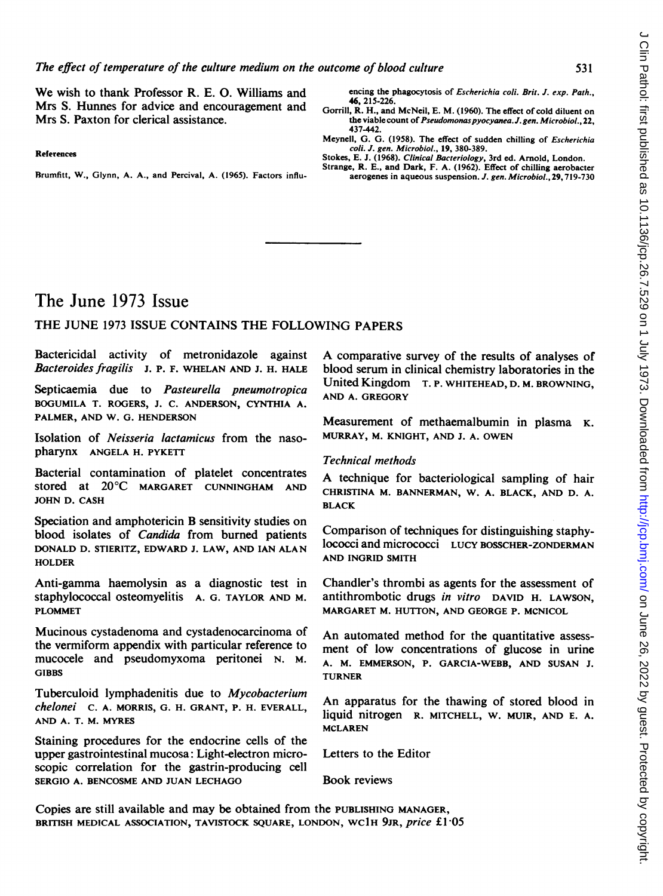We wish to thank Professor R. E. O. Williams and Mrs S. Hunnes for advice and encouragement and Mrs S. Paxton for clerical assistance.

#### References

Brumfitt, W., Glynn, A. A., and Percival, A. (1965). Factors influencing the phagocytosis of *Escherichia coli*. *Brit. J. exp. Path.*, **46**, 215-226.

Gorrill, R. H., and McNeil, E. M. (1960). The effect of cold diluent on the viable count of *Pseudomonas pyocyanea*. *J. gen. Microbiol.*, **22**, 437-442.

Meynell, G. G. (1958). The effect of sudden chilling of *Escherichia coli*. *J. gen. Microbiol.*, **19**, 380-389.

Stokes, E. J. (1968). *Clinical Bacteriology*, 3rd ed. Arnold, London.

Strange, R. E., and Dark, F. A. (1962). Effect of chilling aerobacter aerogenes in aqueous suspension. *J. gen. Microbiol.*, **29**, 719-730

---

# The June 1973 Issue

## THE JUNE 1973 ISSUE CONTAINS THE FOLLOWING PAPERS

Bactericidal activity of metronidazole against *Bacteroides fragilis* J. P. F. WHELAN AND J. H. HALE

Septicaemia due to *Pasteurella pneumotropica* BOGUMILA T. ROGERS, J. C. ANDERSON, CYNTHIA A. PALMER, AND W. G. HENDERSON

Isolation of *Neisseria lactamicus* from the nasopharynx ANGELA H. PYKETT

Bacterial contamination of platelet concentrates stored at 20°C MARGARET CUNNINGHAM AND JOHN D. CASH

Speciation and amphotericin B sensitivity studies on blood isolates of *Candida* from burned patients DONALD D. STIERITZ, EDWARD J. LAW, AND IAN ALAN HOLDER

Anti-gamma haemolysin as a diagnostic test in staphylococcal osteomyelitis A. G. TAYLOR AND M. PLOMMET

Mucinous cystadenoma and cystadenocarcinoma of the vermiform appendix with particular reference to mucocele and pseudomyxoma peritonei N. M. GIBBS

Tuberculoid lymphadenitis due to *Mycobacterium chelonei* C. A. MORRIS, G. H. GRANT, P. H. EVERALL, AND A. T. M. MYRES

Staining procedures for the endocrine cells of the upper gastrointestinal mucosa: Light-electron microscopic correlation for the gastrin-producing cell SERGIO A. BENCOSME AND JUAN LECHAGO

A comparative survey of the results of analyses of blood serum in clinical chemistry laboratories in the United Kingdom T. P. WHITEHEAD, D. M. BROWNING, AND A. GREGORY

Measurement of methaemalbumin in plasma K. MURRAY, M. KNIGHT, AND J. A. OWEN

*Technical methods*

A technique for bacteriological sampling of hair CHRISTINA M. BANNERMAN, W. A. BLACK, AND D. A. BLACK

Comparison of techniques for distinguishing staphylococci and micrococci LUCY BOSSCHER-ZONDERMAN AND INGRID SMITH

Chandler's thrombi as agents for the assessment of antithrombotic drugs *in vitro* DAVID H. LAWSON, MARGARET M. HUTTON, AND GEORGE P. MCNICOL

An automated method for the quantitative assessment of low concentrations of glucose in urine A. M. EMMERSON, P. GARCIA-WEBB, AND SUSAN J. TURNER

An apparatus for the thawing of stored blood in liquid nitrogen R. MITCHELL, W. MUIR, AND E. A. MCLAREN

Letters to the Editor

Book reviews

Copies are still available and may be obtained from the PUBLISHING MANAGER, BRITISH MEDICAL ASSOCIATION, TAVISTOCK SQUARE, LONDON, WC1H 9JR, *price* £1·05